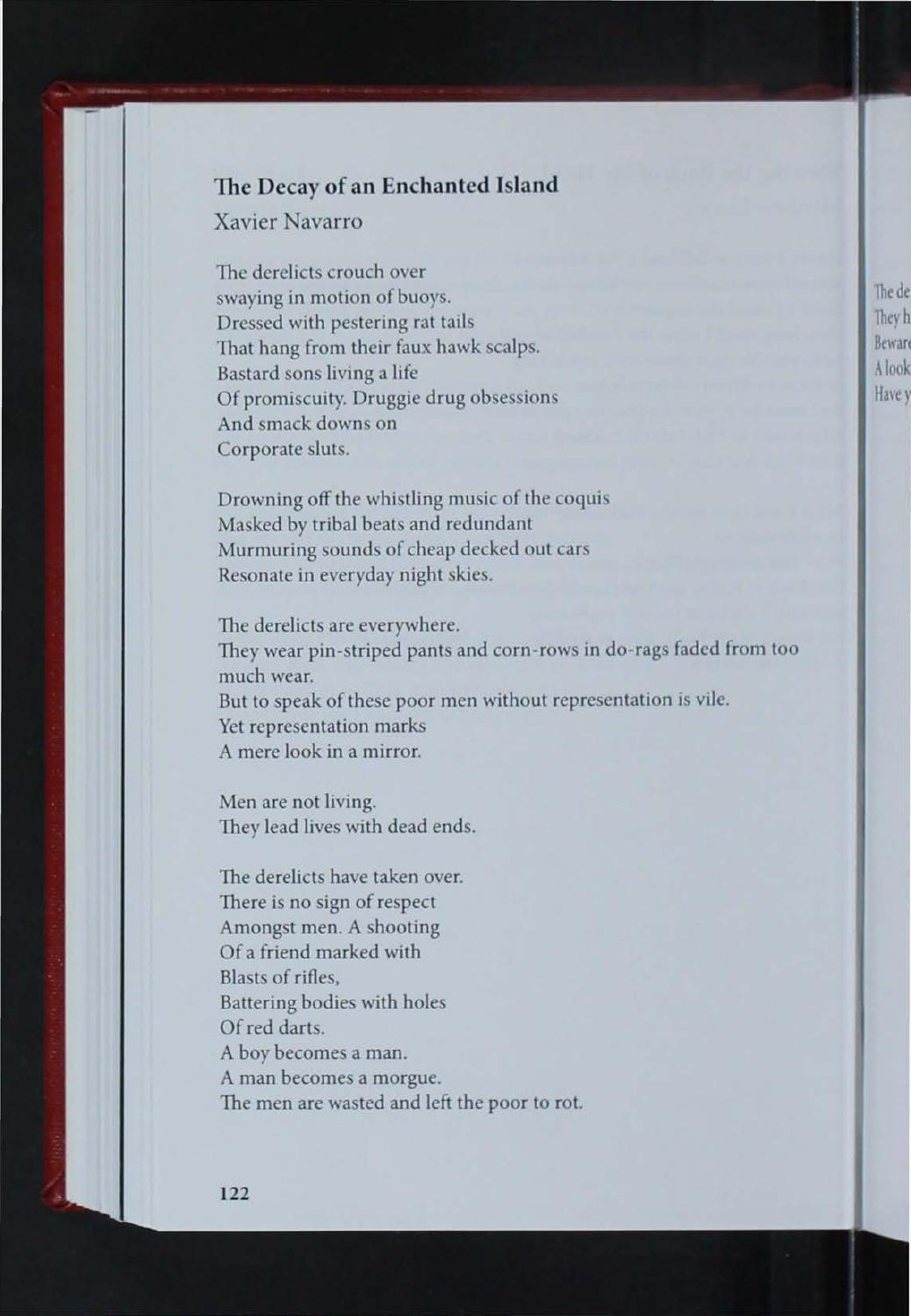## The Decay of an Enchanted Island

Xavier Navarro

The derelicts crouch over  
swaying in motion of buoys.  
Dressed with pestering rat tails  
That hang from their faux hawk scalps.  
Bastard sons living a life  
Of promiscuity. Druggie drug obsessions  
And smack downs on  
Corporate sluts.

Drowning off the whistling music of the coquis  
Masked by tribal beats and redundant  
Murmuring sounds of cheap decked out cars  
Resonate in everyday night skies.

The derelicts are everywhere.  
They wear pin-striped pants and corn-rows in do-rags faded from too much wear.  
But to speak of these poor men without representation is vile.  
Yet representation marks  
A mere look in a mirror.

Men are not living.  
They lead lives with dead ends.

The derelicts have taken over.  
There is no sign of respect  
Amongst men. A shooting  
Of a friend marked with  
Blasts of rifles,  
Battering bodies with holes  
Of red darts.  
A boy becomes a man.  
A man becomes a morgue.  
The men are wasted and left the poor to rot.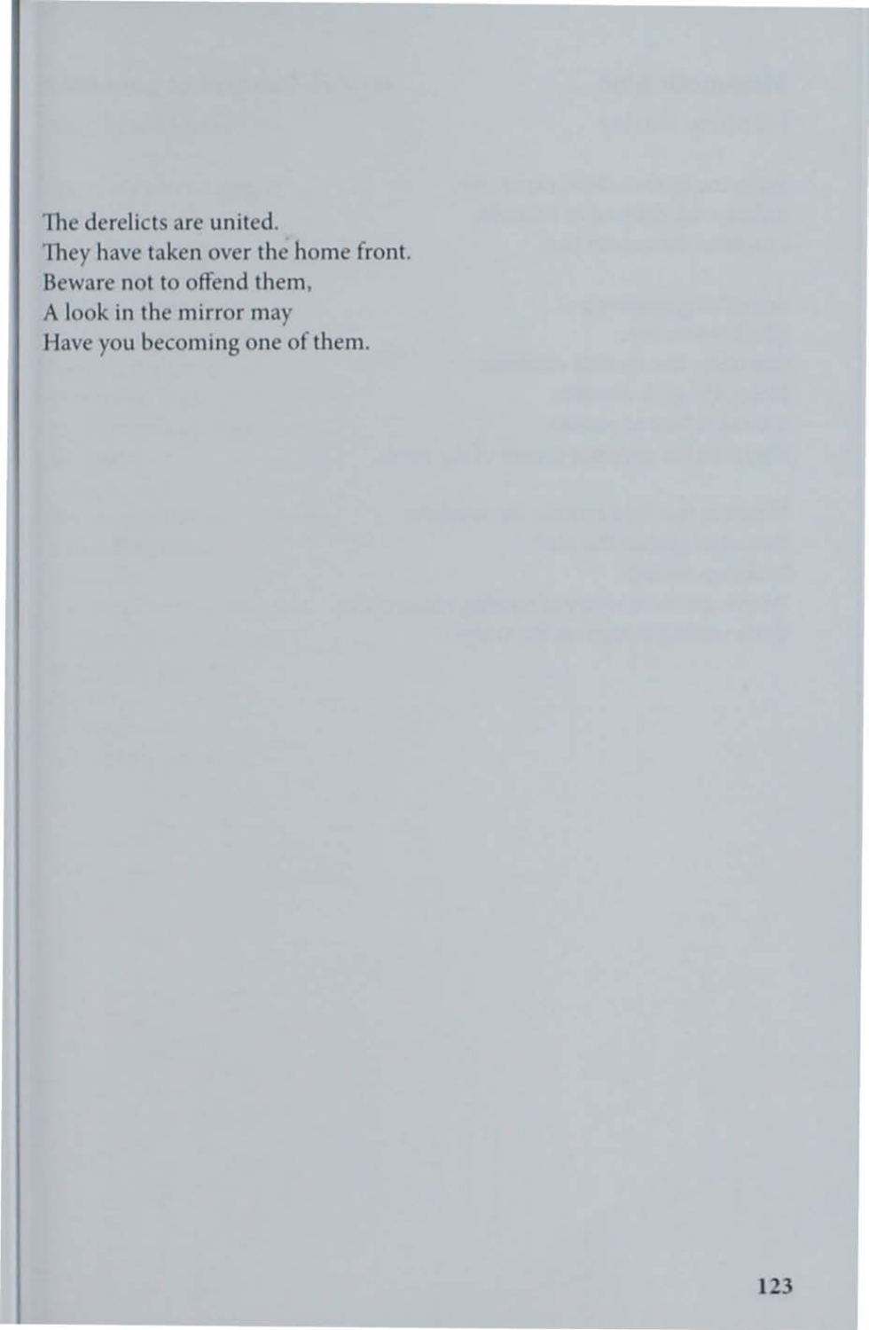The derelicts are united.
They have taken over the home front.
Beware not to offend them,
A look in the mirror may
Have you becoming one of them.